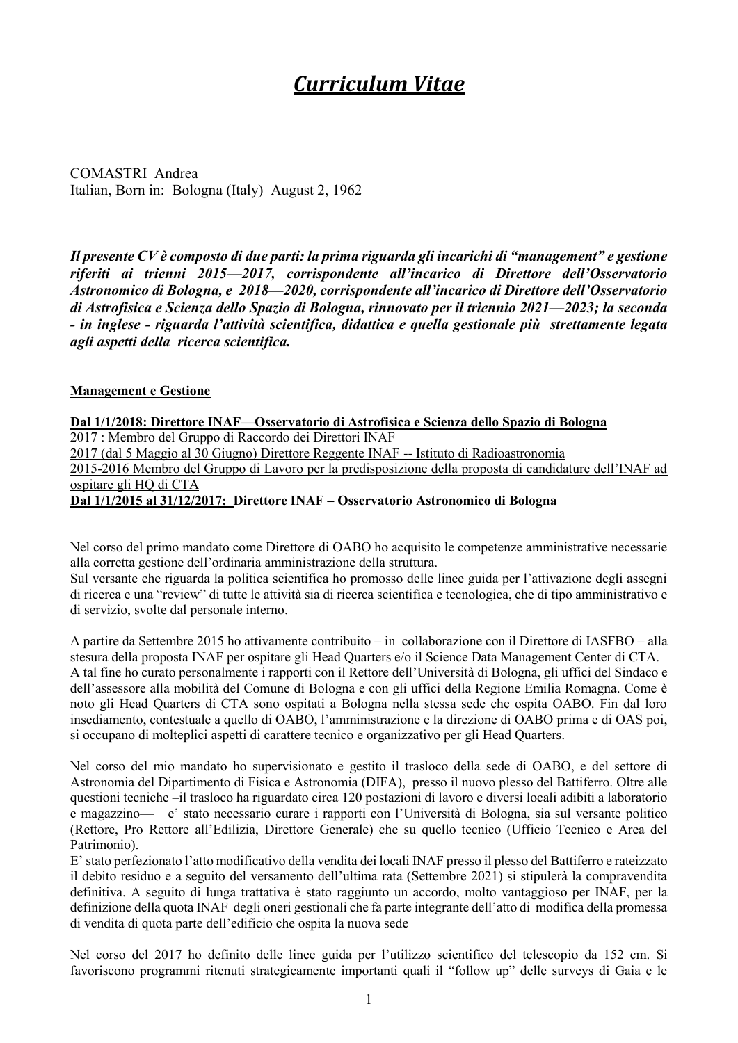# *Curriculum Vitae*

COMASTRI Andrea
Italian, Born in: Bologna (Italy) August 2, 1962

***Il presente CV è composto di due parti: la prima riguarda gli incarichi di "management" e gestione riferiti ai trienni 2015—2017, corrispondente all'incarico di Direttore dell'Osservatorio Astronomico di Bologna, e 2018—2020, corrispondente all'incarico di Direttore dell'Osservatorio di Astrofisica e Scienza dello Spazio di Bologna, rinnovato per il triennio 2021—2023; la seconda - in inglese - riguarda l'attività scientifica, didattica e quella gestionale più strettamente legata agli aspetti della ricerca scientifica.***

## Management e Gestione

**Dal 1/1/2018: Direttore INAF—Osservatorio di Astrofisica e Scienza dello Spazio di Bologna**
2017 : Membro del Gruppo di Raccordo dei Direttori INAF
2017 (dal 5 Maggio al 30 Giugno) Direttore Reggente INAF -- Istituto di Radioastronomia
2015-2016 Membro del Gruppo di Lavoro per la predisposizione della proposta di candidature dell'INAF ad ospitare gli HQ di CTA
**Dal 1/1/2015 al 31/12/2017: Direttore INAF – Osservatorio Astronomico di Bologna**

Nel corso del primo mandato come Direttore di OABO ho acquisito le competenze amministrative necessarie alla corretta gestione dell'ordinaria amministrazione della struttura.
Sul versante che riguarda la politica scientifica ho promosso delle linee guida per l'attivazione degli assegni di ricerca e una "review" di tutte le attività sia di ricerca scientifica e tecnologica, che di tipo amministrativo e di servizio, svolte dal personale interno.

A partire da Settembre 2015 ho attivamente contribuito – in collaborazione con il Direttore di IASFBO – alla stesura della proposta INAF per ospitare gli Head Quarters e/o il Science Data Management Center di CTA.
A tal fine ho curato personalmente i rapporti con il Rettore dell'Università di Bologna, gli uffici del Sindaco e dell'assessore alla mobilità del Comune di Bologna e con gli uffici della Regione Emilia Romagna. Come è noto gli Head Quarters di CTA sono ospitati a Bologna nella stessa sede che ospita OABO. Fin dal loro insediamento, contestuale a quello di OABO, l'amministrazione e la direzione di OABO prima e di OAS poi, si occupano di molteplici aspetti di carattere tecnico e organizzativo per gli Head Quarters.

Nel corso del mio mandato ho supervisionato e gestito il trasloco della sede di OABO, e del settore di Astronomia del Dipartimento di Fisica e Astronomia (DIFA), presso il nuovo plesso del Battiferro. Oltre alle questioni tecniche –il trasloco ha riguardato circa 120 postazioni di lavoro e diversi locali adibiti a laboratorio e magazzino— e' stato necessario curare i rapporti con l'Università di Bologna, sia sul versante politico (Rettore, Pro Rettore all'Edilizia, Direttore Generale) che su quello tecnico (Ufficio Tecnico e Area del Patrimonio).
E' stato perfezionato l'atto modificativo della vendita dei locali INAF presso il plesso del Battiferro e rateizzato il debito residuo e a seguito del versamento dell'ultima rata (Settembre 2021) si stipulerà la compravendita definitiva. A seguito di lunga trattativa è stato raggiunto un accordo, molto vantaggioso per INAF, per la definizione della quota INAF degli oneri gestionali che fa parte integrante dell'atto di modifica della promessa di vendita di quota parte dell'edificio che ospita la nuova sede

Nel corso del 2017 ho definito delle linee guida per l'utilizzo scientifico del telescopio da 152 cm. Si favoriscono programmi ritenuti strategicamente importanti quali il "follow up" delle surveys di Gaia e le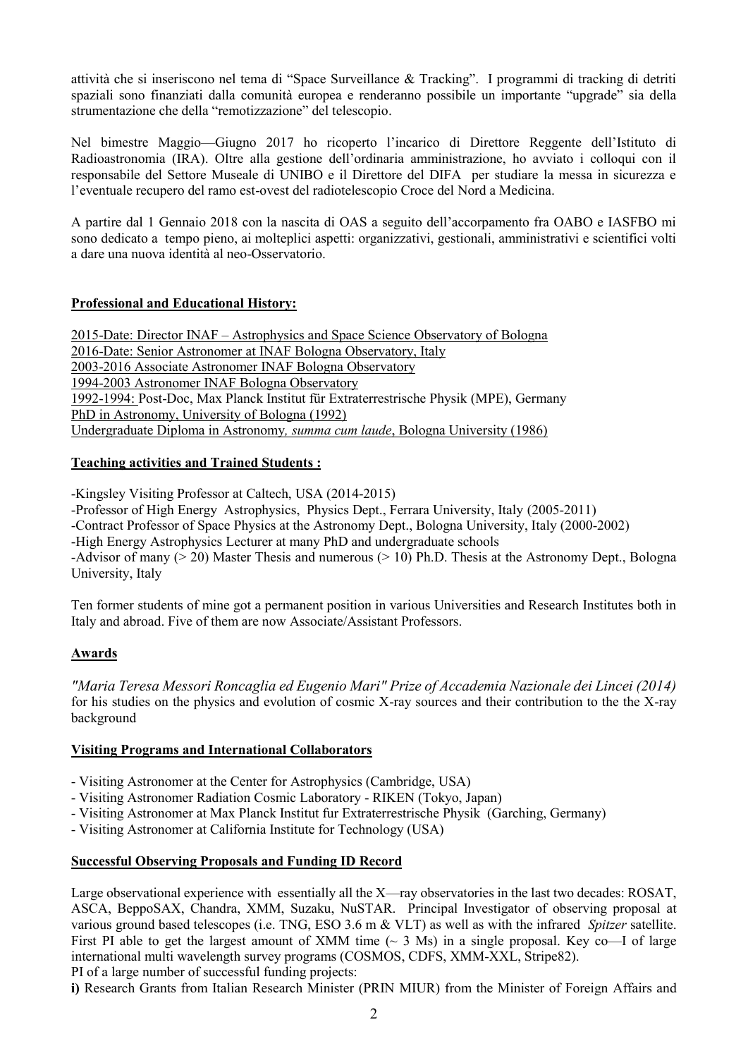attività che si inseriscono nel tema di "Space Surveillance & Tracking". I programmi di tracking di detriti spaziali sono finanziati dalla comunità europea e renderanno possibile un importante "upgrade" sia della strumentazione che della "remotizzazione" del telescopio.

Nel bimestre Maggio—Giugno 2017 ho ricoperto l'incarico di Direttore Reggente dell'Istituto di Radioastronomia (IRA). Oltre alla gestione dell'ordinaria amministrazione, ho avviato i colloqui con il responsabile del Settore Museale di UNIBO e il Direttore del DIFA per studiare la messa in sicurezza e l'eventuale recupero del ramo est-ovest del radiotelescopio Croce del Nord a Medicina.

A partire dal 1 Gennaio 2018 con la nascita di OAS a seguito dell'accorpamento fra OABO e IASFBO mi sono dedicato a tempo pieno, ai molteplici aspetti: organizzativi, gestionali, amministrativi e scientifici volti a dare una nuova identità al neo-Osservatorio.

## Professional and Educational History:

2015-Date: Director INAF – Astrophysics and Space Science Observatory of Bologna
2016-Date: Senior Astronomer at INAF Bologna Observatory, Italy
2003-2016 Associate Astronomer INAF Bologna Observatory
1994-2003 Astronomer INAF Bologna Observatory
1992-1994: Post-Doc, Max Planck Institut für Extraterrestrische Physik (MPE), Germany
PhD in Astronomy, University of Bologna (1992)
Undergraduate Diploma in Astronomy, *summa cum laude*, Bologna University (1986)

## Teaching activities and Trained Students :

-Kingsley Visiting Professor at Caltech, USA (2014-2015)
-Professor of High Energy Astrophysics, Physics Dept., Ferrara University, Italy (2005-2011)
-Contract Professor of Space Physics at the Astronomy Dept., Bologna University, Italy (2000-2002)
-High Energy Astrophysics Lecturer at many PhD and undergraduate schools
-Advisor of many (> 20) Master Thesis and numerous (> 10) Ph.D. Thesis at the Astronomy Dept., Bologna University, Italy

Ten former students of mine got a permanent position in various Universities and Research Institutes both in Italy and abroad. Five of them are now Associate/Assistant Professors.

## Awards

*"Maria Teresa Messori Roncaglia ed Eugenio Mari" Prize of Accademia Nazionale dei Lincei (2014)* for his studies on the physics and evolution of cosmic X-ray sources and their contribution to the the X-ray background

## Visiting Programs and International Collaborators

- Visiting Astronomer at the Center for Astrophysics (Cambridge, USA)
- Visiting Astronomer Radiation Cosmic Laboratory - RIKEN (Tokyo, Japan)
- Visiting Astronomer at Max Planck Institut fur Extraterrestrische Physik (Garching, Germany)
- Visiting Astronomer at California Institute for Technology (USA)

## Successful Observing Proposals and Funding ID Record

Large observational experience with essentially all the X—ray observatories in the last two decades: ROSAT, ASCA, BeppoSAX, Chandra, XMM, Suzaku, NuSTAR. Principal Investigator of observing proposal at various ground based telescopes (i.e. TNG, ESO 3.6 m & VLT) as well as with the infrared *Spitzer* satellite. First PI able to get the largest amount of XMM time (~ 3 Ms) in a single proposal. Key co—I of large international multi wavelength survey programs (COSMOS, CDFS, XMM-XXL, Stripe82).
PI of a large number of successful funding projects:
**i)** Research Grants from Italian Research Minister (PRIN MIUR) from the Minister of Foreign Affairs and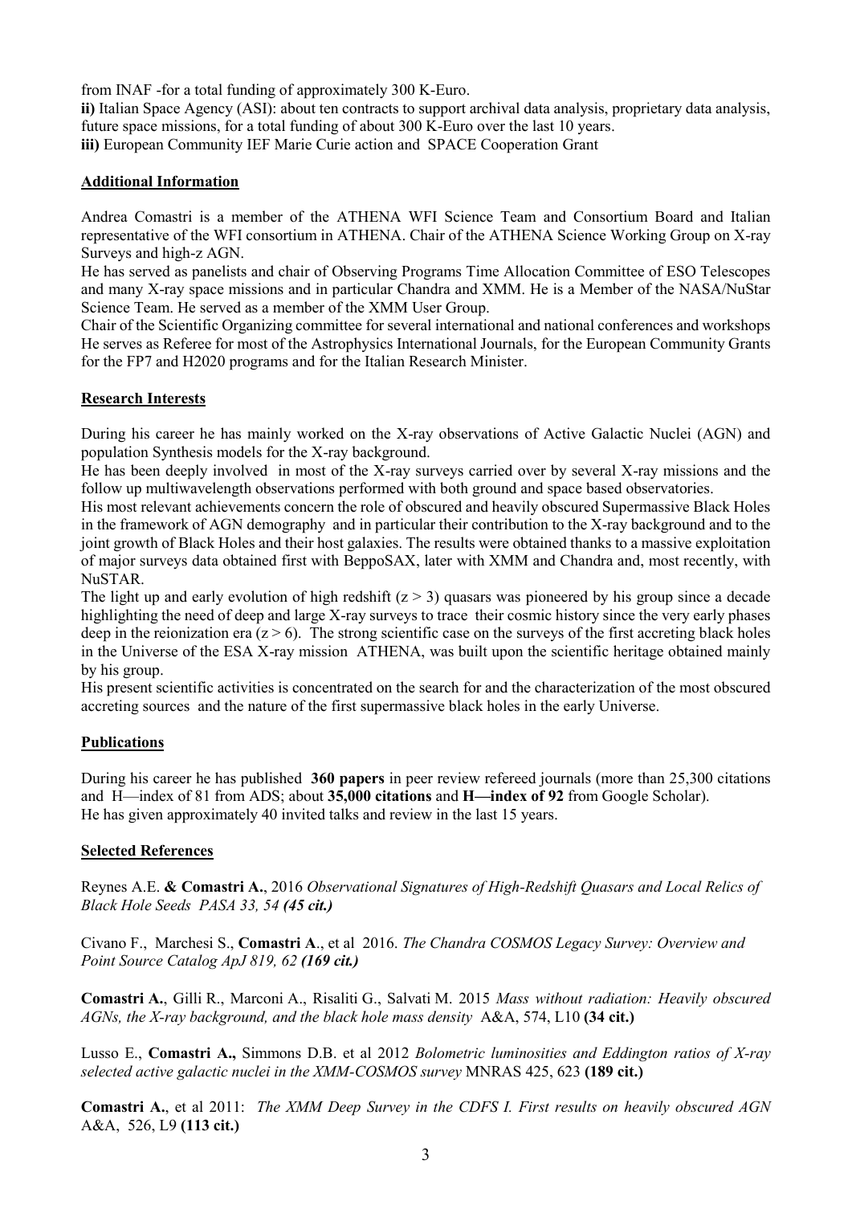from INAF -for a total funding of approximately 300 K-Euro.

**ii)** Italian Space Agency (ASI): about ten contracts to support archival data analysis, proprietary data analysis, future space missions, for a total funding of about 300 K-Euro over the last 10 years.

**iii)** European Community IEF Marie Curie action and SPACE Cooperation Grant

## Additional Information

Andrea Comastri is a member of the ATHENA WFI Science Team and Consortium Board and Italian representative of the WFI consortium in ATHENA. Chair of the ATHENA Science Working Group on X-ray Surveys and high-z AGN.

He has served as panelists and chair of Observing Programs Time Allocation Committee of ESO Telescopes and many X-ray space missions and in particular Chandra and XMM. He is a Member of the NASA/NuStar Science Team. He served as a member of the XMM User Group.

Chair of the Scientific Organizing committee for several international and national conferences and workshops

He serves as Referee for most of the Astrophysics International Journals, for the European Community Grants for the FP7 and H2020 programs and for the Italian Research Minister.

## Research Interests

During his career he has mainly worked on the X-ray observations of Active Galactic Nuclei (AGN) and population Synthesis models for the X-ray background.

He has been deeply involved in most of the X-ray surveys carried over by several X-ray missions and the follow up multiwavelength observations performed with both ground and space based observatories.

His most relevant achievements concern the role of obscured and heavily obscured Supermassive Black Holes in the framework of AGN demography and in particular their contribution to the X-ray background and to the joint growth of Black Holes and their host galaxies. The results were obtained thanks to a massive exploitation of major surveys data obtained first with BeppoSAX, later with XMM and Chandra and, most recently, with NuSTAR.

The light up and early evolution of high redshift ($z > 3$) quasars was pioneered by his group since a decade highlighting the need of deep and large X-ray surveys to trace their cosmic history since the very early phases deep in the reionization era ($z > 6$). The strong scientific case on the surveys of the first accreting black holes in the Universe of the ESA X-ray mission ATHENA, was built upon the scientific heritage obtained mainly by his group.

His present scientific activities is concentrated on the search for and the characterization of the most obscured accreting sources and the nature of the first supermassive black holes in the early Universe.

## Publications

During his career he has published **360 papers** in peer review refereed journals (more than 25,300 citations and H—index of 81 from ADS; about **35,000 citations** and **H—index of 92** from Google Scholar). He has given approximately 40 invited talks and review in the last 15 years.

## Selected References

Reynes A.E. **& Comastri A.**, 2016 *Observational Signatures of High-Redshift Quasars and Local Relics of Black Hole Seeds PASA 33, 54* ***(45 cit.)***

Civano F., Marchesi S., **Comastri A**., et al 2016. *The Chandra COSMOS Legacy Survey: Overview and Point Source Catalog ApJ 819, 62* ***(169 cit.)***

**Comastri A.**, Gilli R., Marconi A., Risaliti G., Salvati M. 2015 *Mass without radiation: Heavily obscured AGNs, the X-ray background, and the black hole mass density* A&A, 574, L10 **(34 cit.)**

Lusso E., **Comastri A.,** Simmons D.B. et al 2012 *Bolometric luminosities and Eddington ratios of X-ray selected active galactic nuclei in the XMM-COSMOS survey* MNRAS 425, 623 **(189 cit.)**

**Comastri A.**, et al 2011: *The XMM Deep Survey in the CDFS I. First results on heavily obscured AGN* A&A, 526, L9 **(113 cit.)**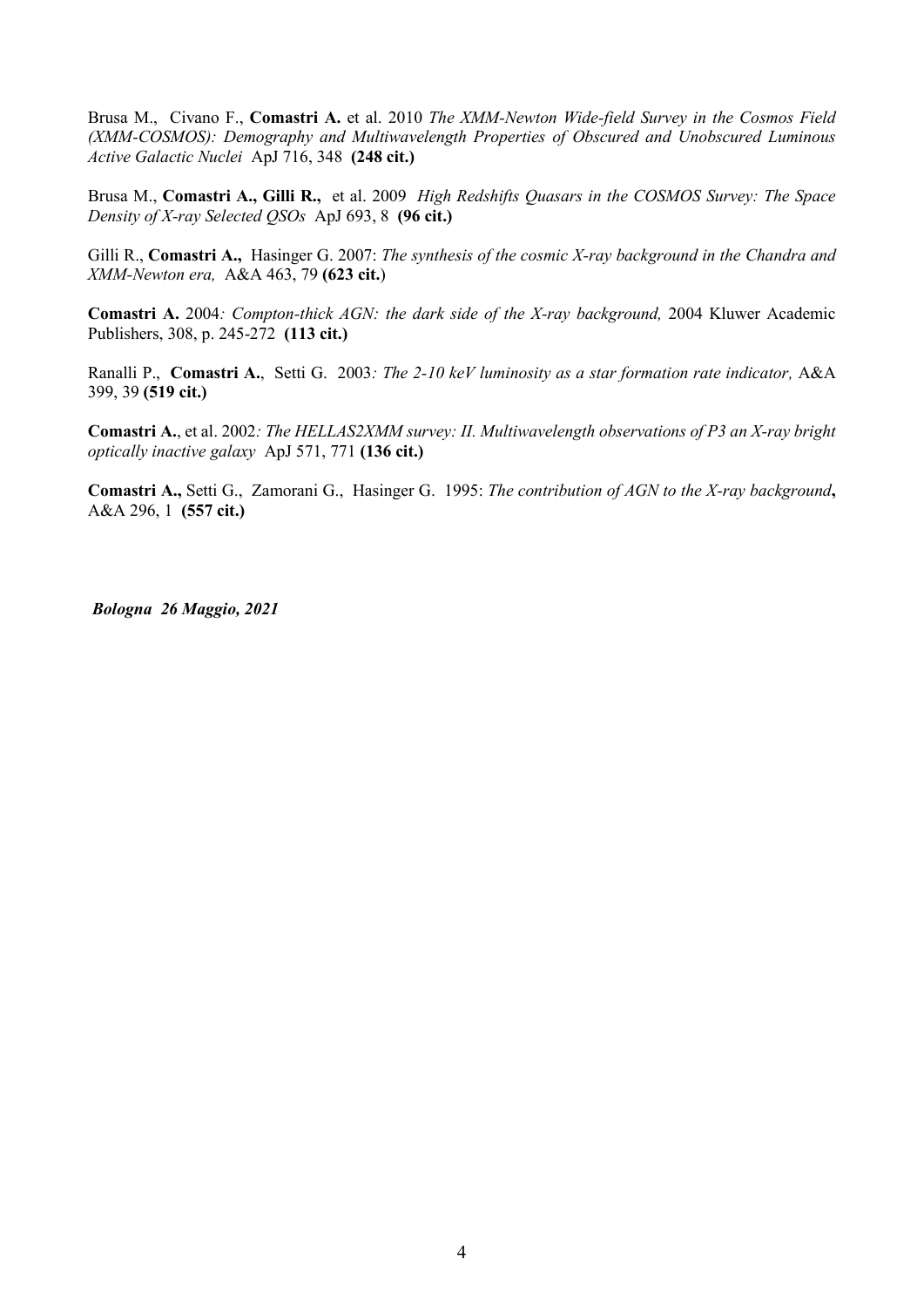Brusa M., Civano F., **Comastri A.** et al. 2010 *The XMM-Newton Wide-field Survey in the Cosmos Field (XMM-COSMOS): Demography and Multiwavelength Properties of Obscured and Unobscured Luminous Active Galactic Nuclei* ApJ 716, 348 **(248 cit.)**

Brusa M., **Comastri A., Gilli R.,** et al. 2009 *High Redshifts Quasars in the COSMOS Survey: The Space Density of X-ray Selected QSOs* ApJ 693, 8 **(96 cit.)**

Gilli R., **Comastri A.,** Hasinger G. 2007: *The synthesis of the cosmic X-ray background in the Chandra and XMM-Newton era,* A&A 463, 79 **(623 cit.)**

**Comastri A.** 2004*: Compton-thick AGN: the dark side of the X-ray background,* 2004 Kluwer Academic Publishers, 308, p. 245-272 **(113 cit.)**

Ranalli P., **Comastri A.**, Setti G. 2003*: The 2-10 keV luminosity as a star formation rate indicator,* A&A 399, 39 **(519 cit.)**

**Comastri A.**, et al. 2002*: The HELLAS2XMM survey: II. Multiwavelength observations of P3 an X-ray bright optically inactive galaxy* ApJ 571, 771 **(136 cit.)**

**Comastri A.,** Setti G., Zamorani G., Hasinger G. 1995: *The contribution of AGN to the X-ray background***,** A&A 296, 1 **(557 cit.)**

***Bologna 26 Maggio, 2021***